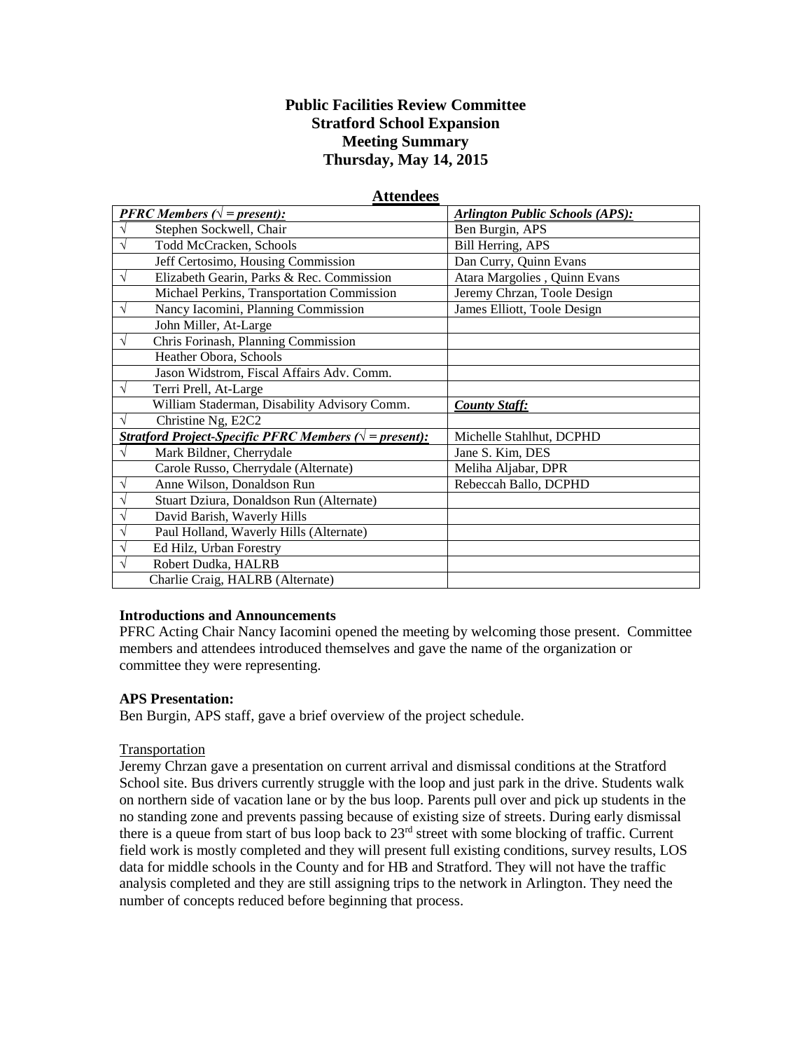# Public Facilities Review Committee
# Stratford School Expansion
# Meeting Summary
# Thursday, May 14, 2015

## Attendees

| ***PFRC Members (√ = present):*** | ***Arlington Public Schools (APS):*** |
|---|---|
| √ Stephen Sockwell, Chair | Ben Burgin, APS |
| √ Todd McCracken, Schools | Bill Herring, APS |
| Jeff Certosimo, Housing Commission | Dan Curry, Quinn Evans |
| √ Elizabeth Gearin, Parks & Rec. Commission | Atara Margolies , Quinn Evans |
| Michael Perkins, Transportation Commission | Jeremy Chrzan, Toole Design |
| √ Nancy Iacomini, Planning Commission | James Elliott, Toole Design |
| John Miller, At-Large | |
| √ Chris Forinash, Planning Commission | |
| Heather Obora, Schools | |
| Jason Widstrom, Fiscal Affairs Adv. Comm. | |
| √ Terri Prell, At-Large | |
| William Staderman, Disability Advisory Comm. | ***County Staff:*** |
| √ Christine Ng, E2C2 | |
| ***Stratford Project-Specific PFRC Members (√ = present):*** | Michelle Stahlhut, DCPHD |
| √ Mark Bildner, Cherrydale | Jane S. Kim, DES |
| Carole Russo, Cherrydale (Alternate) | Meliha Aljabar, DPR |
| √ Anne Wilson, Donaldson Run | Rebeccah Ballo, DCPHD |
| √ Stuart Dziura, Donaldson Run (Alternate) | |
| √ David Barish, Waverly Hills | |
| √ Paul Holland, Waverly Hills (Alternate) | |
| √ Ed Hilz, Urban Forestry | |
| √ Robert Dudka, HALRB | |
| Charlie Craig, HALRB (Alternate) | |

**Introductions and Announcements**

PFRC Acting Chair Nancy Iacomini opened the meeting by welcoming those present. Committee members and attendees introduced themselves and gave the name of the organization or committee they were representing.

**APS Presentation:**

Ben Burgin, APS staff, gave a brief overview of the project schedule.

Transportation

Jeremy Chrzan gave a presentation on current arrival and dismissal conditions at the Stratford School site. Bus drivers currently struggle with the loop and just park in the drive. Students walk on northern side of vacation lane or by the bus loop. Parents pull over and pick up students in the no standing zone and prevents passing because of existing size of streets. During early dismissal there is a queue from start of bus loop back to 23rd street with some blocking of traffic. Current field work is mostly completed and they will present full existing conditions, survey results, LOS data for middle schools in the County and for HB and Stratford. They will not have the traffic analysis completed and they are still assigning trips to the network in Arlington. They need the number of concepts reduced before beginning that process.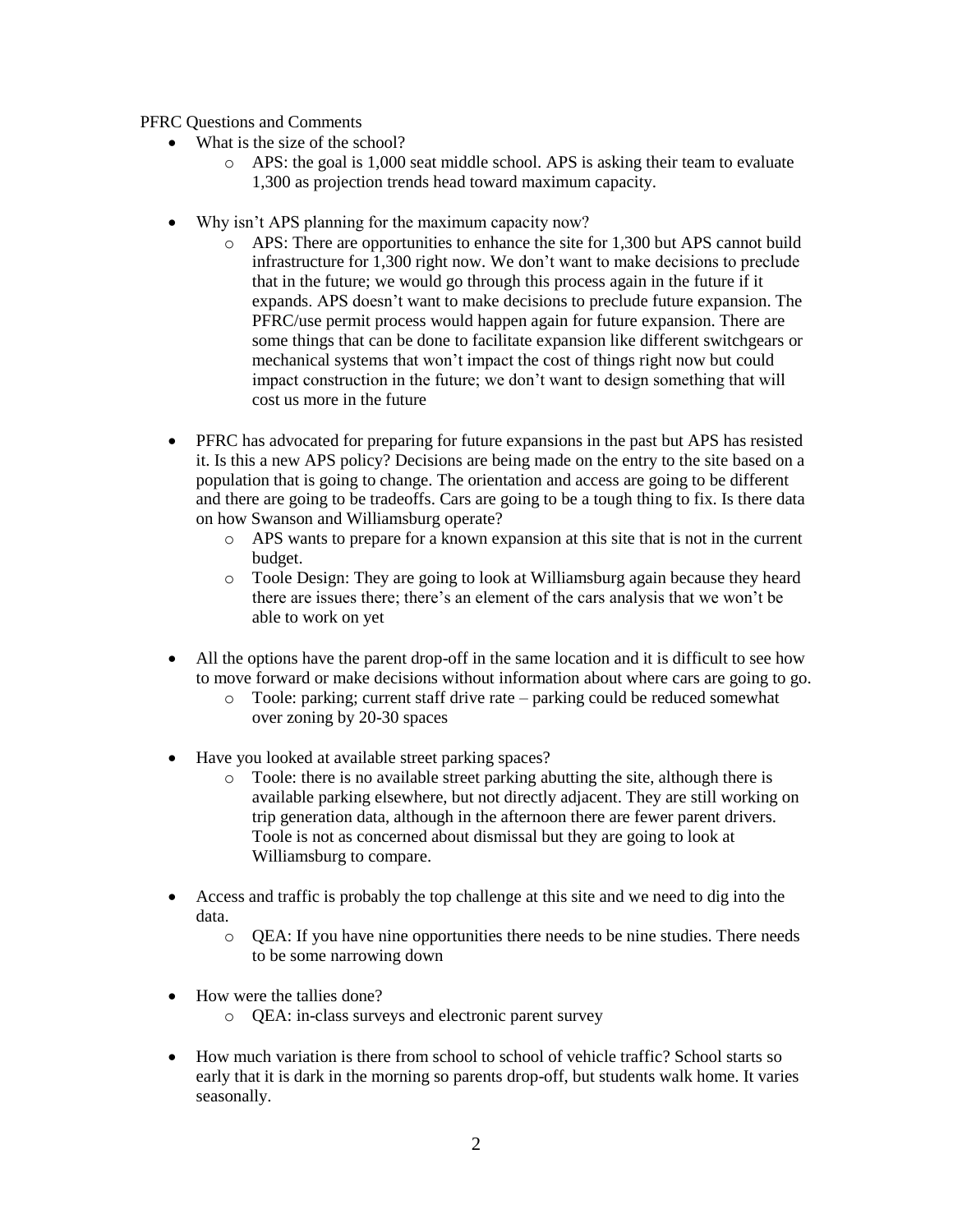PFRC Questions and Comments

- What is the size of the school?
  - APS: the goal is 1,000 seat middle school. APS is asking their team to evaluate 1,300 as projection trends head toward maximum capacity.

- Why isn't APS planning for the maximum capacity now?
  - APS: There are opportunities to enhance the site for 1,300 but APS cannot build infrastructure for 1,300 right now. We don't want to make decisions to preclude that in the future; we would go through this process again in the future if it expands. APS doesn't want to make decisions to preclude future expansion. The PFRC/use permit process would happen again for future expansion. There are some things that can be done to facilitate expansion like different switchgears or mechanical systems that won't impact the cost of things right now but could impact construction in the future; we don't want to design something that will cost us more in the future

- PFRC has advocated for preparing for future expansions in the past but APS has resisted it. Is this a new APS policy? Decisions are being made on the entry to the site based on a population that is going to change. The orientation and access are going to be different and there are going to be tradeoffs. Cars are going to be a tough thing to fix. Is there data on how Swanson and Williamsburg operate?
  - APS wants to prepare for a known expansion at this site that is not in the current budget.
  - Toole Design: They are going to look at Williamsburg again because they heard there are issues there; there's an element of the cars analysis that we won't be able to work on yet

- All the options have the parent drop-off in the same location and it is difficult to see how to move forward or make decisions without information about where cars are going to go.
  - Toole: parking; current staff drive rate – parking could be reduced somewhat over zoning by 20-30 spaces

- Have you looked at available street parking spaces?
  - Toole: there is no available street parking abutting the site, although there is available parking elsewhere, but not directly adjacent. They are still working on trip generation data, although in the afternoon there are fewer parent drivers. Toole is not as concerned about dismissal but they are going to look at Williamsburg to compare.

- Access and traffic is probably the top challenge at this site and we need to dig into the data.
  - QEA: If you have nine opportunities there needs to be nine studies. There needs to be some narrowing down

- How were the tallies done?
  - QEA: in-class surveys and electronic parent survey

- How much variation is there from school to school of vehicle traffic? School starts so early that it is dark in the morning so parents drop-off, but students walk home. It varies seasonally.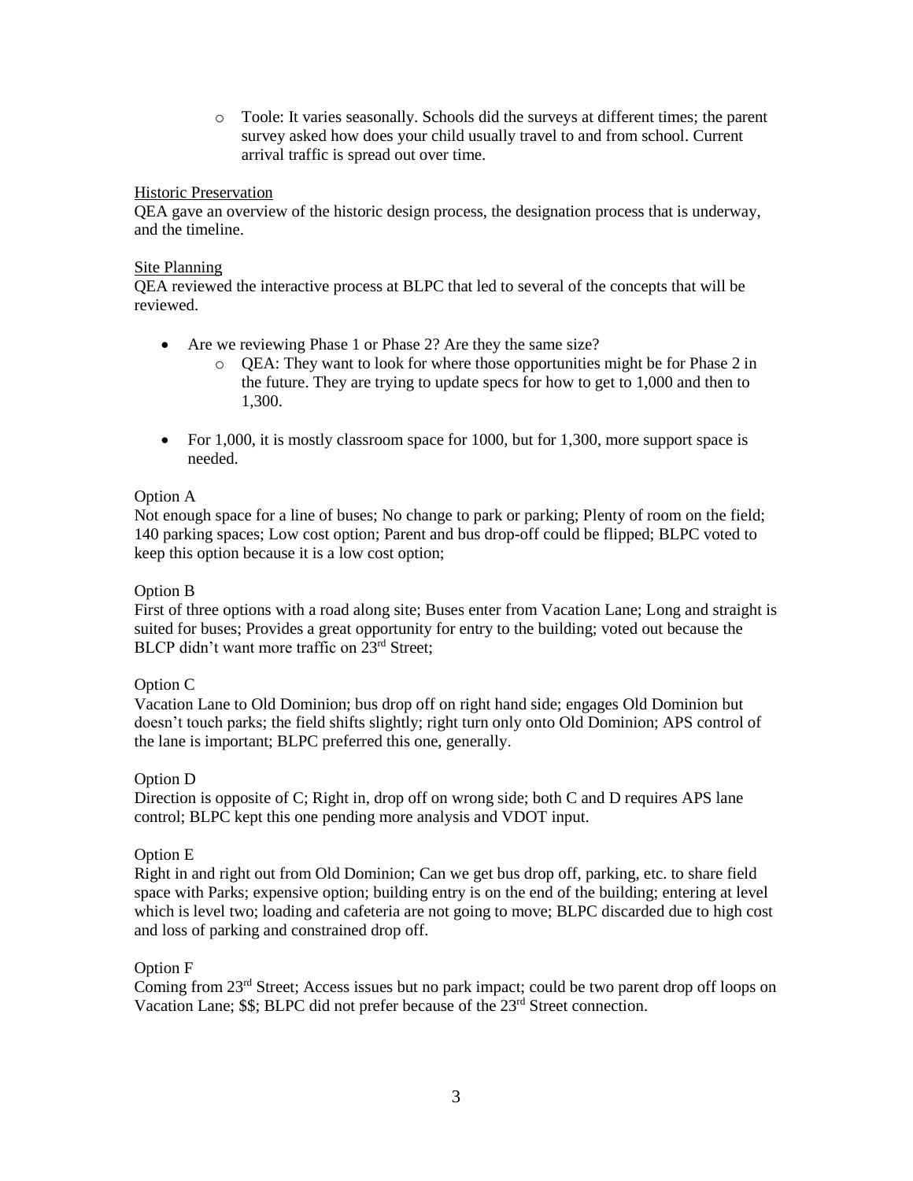- Toole: It varies seasonally. Schools did the surveys at different times; the parent survey asked how does your child usually travel to and from school. Current arrival traffic is spread out over time.

Historic Preservation

QEA gave an overview of the historic design process, the designation process that is underway, and the timeline.

Site Planning

QEA reviewed the interactive process at BLPC that led to several of the concepts that will be reviewed.

- Are we reviewing Phase 1 or Phase 2? Are they the same size?
  - QEA: They want to look for where those opportunities might be for Phase 2 in the future. They are trying to update specs for how to get to 1,000 and then to 1,300.
- For 1,000, it is mostly classroom space for 1000, but for 1,300, more support space is needed.

Option A

Not enough space for a line of buses; No change to park or parking; Plenty of room on the field; 140 parking spaces; Low cost option; Parent and bus drop-off could be flipped; BLPC voted to keep this option because it is a low cost option;

Option B

First of three options with a road along site; Buses enter from Vacation Lane; Long and straight is suited for buses; Provides a great opportunity for entry to the building; voted out because the BLCP didn't want more traffic on 23rd Street;

Option C

Vacation Lane to Old Dominion; bus drop off on right hand side; engages Old Dominion but doesn't touch parks; the field shifts slightly; right turn only onto Old Dominion; APS control of the lane is important; BLPC preferred this one, generally.

Option D

Direction is opposite of C; Right in, drop off on wrong side; both C and D requires APS lane control; BLPC kept this one pending more analysis and VDOT input.

Option E

Right in and right out from Old Dominion; Can we get bus drop off, parking, etc. to share field space with Parks; expensive option; building entry is on the end of the building; entering at level which is level two; loading and cafeteria are not going to move; BLPC discarded due to high cost and loss of parking and constrained drop off.

Option F

Coming from 23rd Street; Access issues but no park impact; could be two parent drop off loops on Vacation Lane; $$; BLPC did not prefer because of the 23rd Street connection.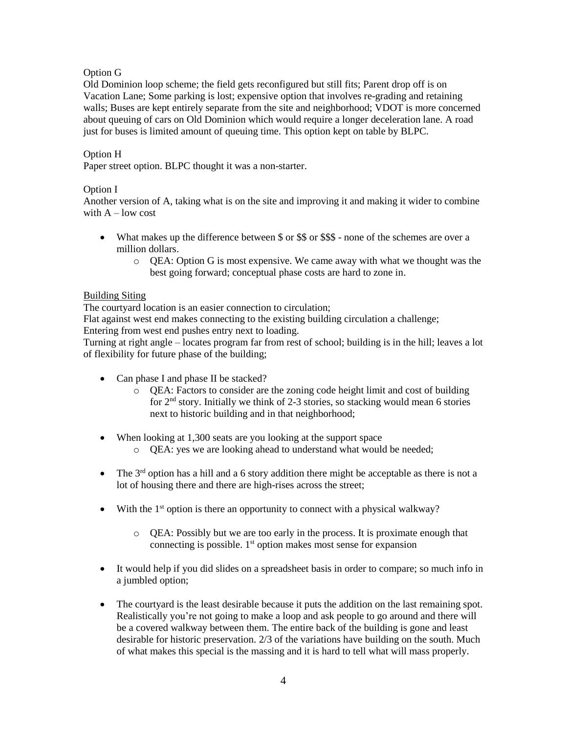Option G

Old Dominion loop scheme; the field gets reconfigured but still fits; Parent drop off is on Vacation Lane; Some parking is lost; expensive option that involves re-grading and retaining walls; Buses are kept entirely separate from the site and neighborhood; VDOT is more concerned about queuing of cars on Old Dominion which would require a longer deceleration lane. A road just for buses is limited amount of queuing time. This option kept on table by BLPC.

Option H

Paper street option. BLPC thought it was a non-starter.

Option I

Another version of A, taking what is on the site and improving it and making it wider to combine with A – low cost

- What makes up the difference between $ or $$ or $$$ - none of the schemes are over a million dollars.
  - QEA: Option G is most expensive. We came away with what we thought was the best going forward; conceptual phase costs are hard to zone in.

<u>Building Siting</u>

The courtyard location is an easier connection to circulation;
Flat against west end makes connecting to the existing building circulation a challenge;
Entering from west end pushes entry next to loading.
Turning at right angle – locates program far from rest of school; building is in the hill; leaves a lot of flexibility for future phase of the building;

- Can phase I and phase II be stacked?
  - QEA: Factors to consider are the zoning code height limit and cost of building for 2nd story. Initially we think of 2-3 stories, so stacking would mean 6 stories next to historic building and in that neighborhood;

- When looking at 1,300 seats are you looking at the support space
  - QEA: yes we are looking ahead to understand what would be needed;

- The 3rd option has a hill and a 6 story addition there might be acceptable as there is not a lot of housing there and there are high-rises across the street;

- With the 1st option is there an opportunity to connect with a physical walkway?
  - QEA: Possibly but we are too early in the process. It is proximate enough that connecting is possible. 1st option makes most sense for expansion

- It would help if you did slides on a spreadsheet basis in order to compare; so much info in a jumbled option;

- The courtyard is the least desirable because it puts the addition on the last remaining spot. Realistically you're not going to make a loop and ask people to go around and there will be a covered walkway between them. The entire back of the building is gone and least desirable for historic preservation. 2/3 of the variations have building on the south. Much of what makes this special is the massing and it is hard to tell what will mass properly.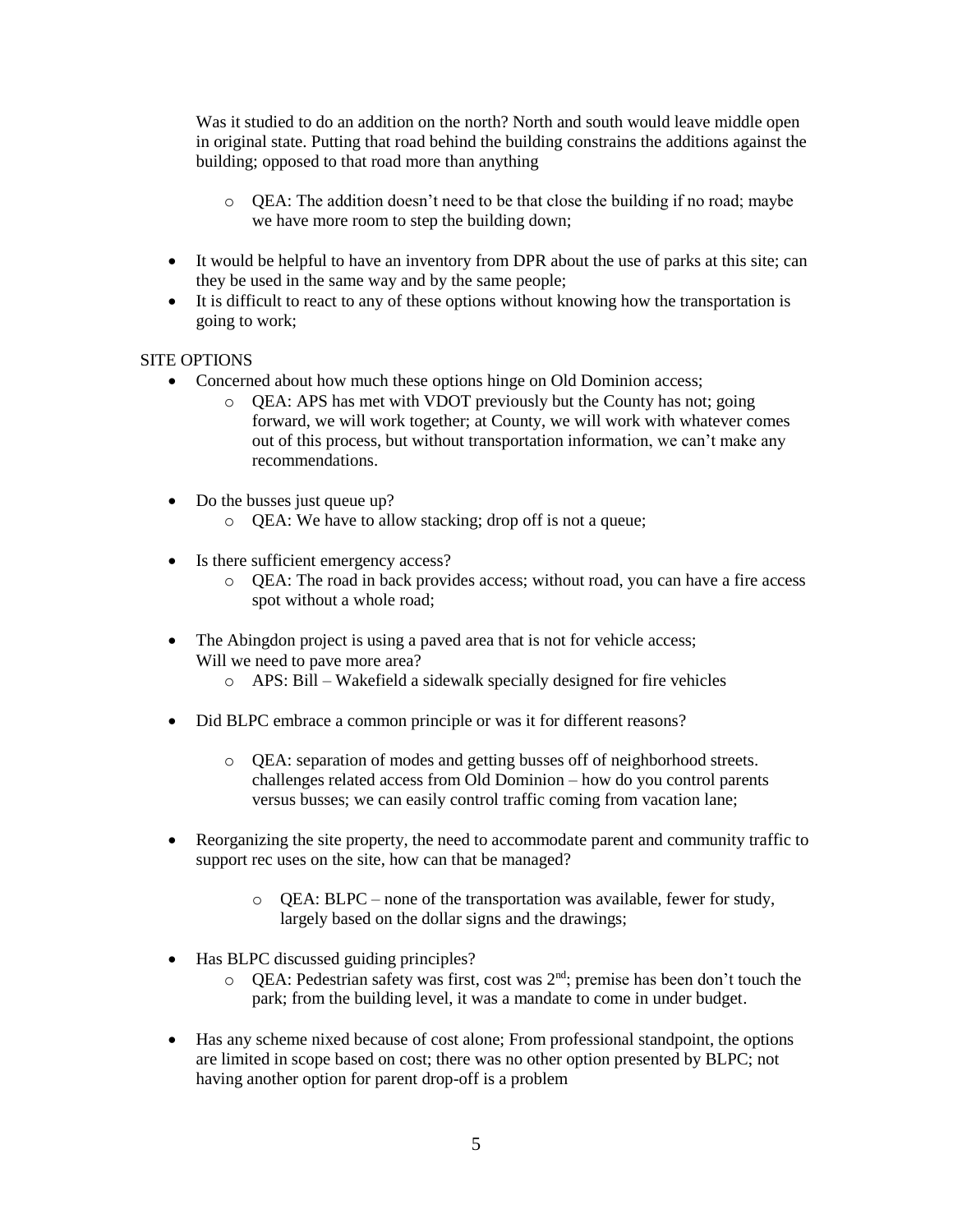Was it studied to do an addition on the north? North and south would leave middle open in original state. Putting that road behind the building constrains the additions against the building; opposed to that road more than anything

  - QEA: The addition doesn't need to be that close the building if no road; maybe we have more room to step the building down;

- It would be helpful to have an inventory from DPR about the use of parks at this site; can they be used in the same way and by the same people;
- It is difficult to react to any of these options without knowing how the transportation is going to work;

SITE OPTIONS

- Concerned about how much these options hinge on Old Dominion access;
  - QEA: APS has met with VDOT previously but the County has not; going forward, we will work together; at County, we will work with whatever comes out of this process, but without transportation information, we can't make any recommendations.

- Do the busses just queue up?
  - QEA: We have to allow stacking; drop off is not a queue;

- Is there sufficient emergency access?
  - QEA: The road in back provides access; without road, you can have a fire access spot without a whole road;

- The Abingdon project is using a paved area that is not for vehicle access; Will we need to pave more area?
  - APS: Bill – Wakefield a sidewalk specially designed for fire vehicles

- Did BLPC embrace a common principle or was it for different reasons?

  - QEA: separation of modes and getting busses off of neighborhood streets. challenges related access from Old Dominion – how do you control parents versus busses; we can easily control traffic coming from vacation lane;

- Reorganizing the site property, the need to accommodate parent and community traffic to support rec uses on the site, how can that be managed?

  - QEA: BLPC – none of the transportation was available, fewer for study, largely based on the dollar signs and the drawings;

- Has BLPC discussed guiding principles?
  - QEA: Pedestrian safety was first, cost was 2nd; premise has been don't touch the park; from the building level, it was a mandate to come in under budget.

- Has any scheme nixed because of cost alone; From professional standpoint, the options are limited in scope based on cost; there was no other option presented by BLPC; not having another option for parent drop-off is a problem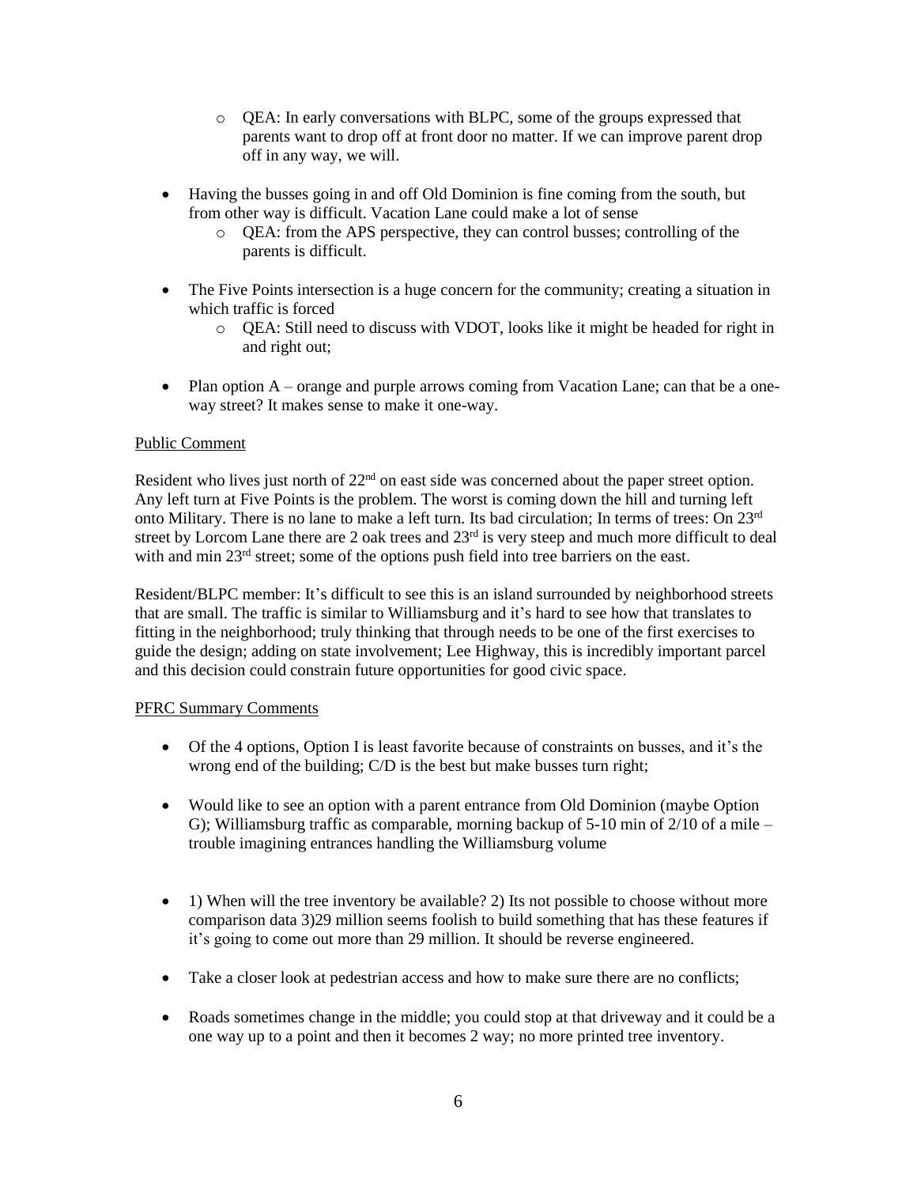- QEA: In early conversations with BLPC, some of the groups expressed that parents want to drop off at front door no matter. If we can improve parent drop off in any way, we will.

- Having the busses going in and off Old Dominion is fine coming from the south, but from other way is difficult. Vacation Lane could make a lot of sense
  - QEA: from the APS perspective, they can control busses; controlling of the parents is difficult.

- The Five Points intersection is a huge concern for the community; creating a situation in which traffic is forced
  - QEA: Still need to discuss with VDOT, looks like it might be headed for right in and right out;

- Plan option A – orange and purple arrows coming from Vacation Lane; can that be a one-way street? It makes sense to make it one-way.

Public Comment

Resident who lives just north of 22nd on east side was concerned about the paper street option. Any left turn at Five Points is the problem. The worst is coming down the hill and turning left onto Military. There is no lane to make a left turn. Its bad circulation; In terms of trees: On 23rd street by Lorcom Lane there are 2 oak trees and 23rd is very steep and much more difficult to deal with and min 23rd street; some of the options push field into tree barriers on the east.

Resident/BLPC member: It's difficult to see this is an island surrounded by neighborhood streets that are small. The traffic is similar to Williamsburg and it's hard to see how that translates to fitting in the neighborhood; truly thinking that through needs to be one of the first exercises to guide the design; adding on state involvement; Lee Highway, this is incredibly important parcel and this decision could constrain future opportunities for good civic space.

PFRC Summary Comments

- Of the 4 options, Option I is least favorite because of constraints on busses, and it's the wrong end of the building; C/D is the best but make busses turn right;

- Would like to see an option with a parent entrance from Old Dominion (maybe Option G); Williamsburg traffic as comparable, morning backup of 5-10 min of 2/10 of a mile – trouble imagining entrances handling the Williamsburg volume

- 1) When will the tree inventory be available? 2) Its not possible to choose without more comparison data 3)29 million seems foolish to build something that has these features if it's going to come out more than 29 million. It should be reverse engineered.

- Take a closer look at pedestrian access and how to make sure there are no conflicts;

- Roads sometimes change in the middle; you could stop at that driveway and it could be a one way up to a point and then it becomes 2 way; no more printed tree inventory.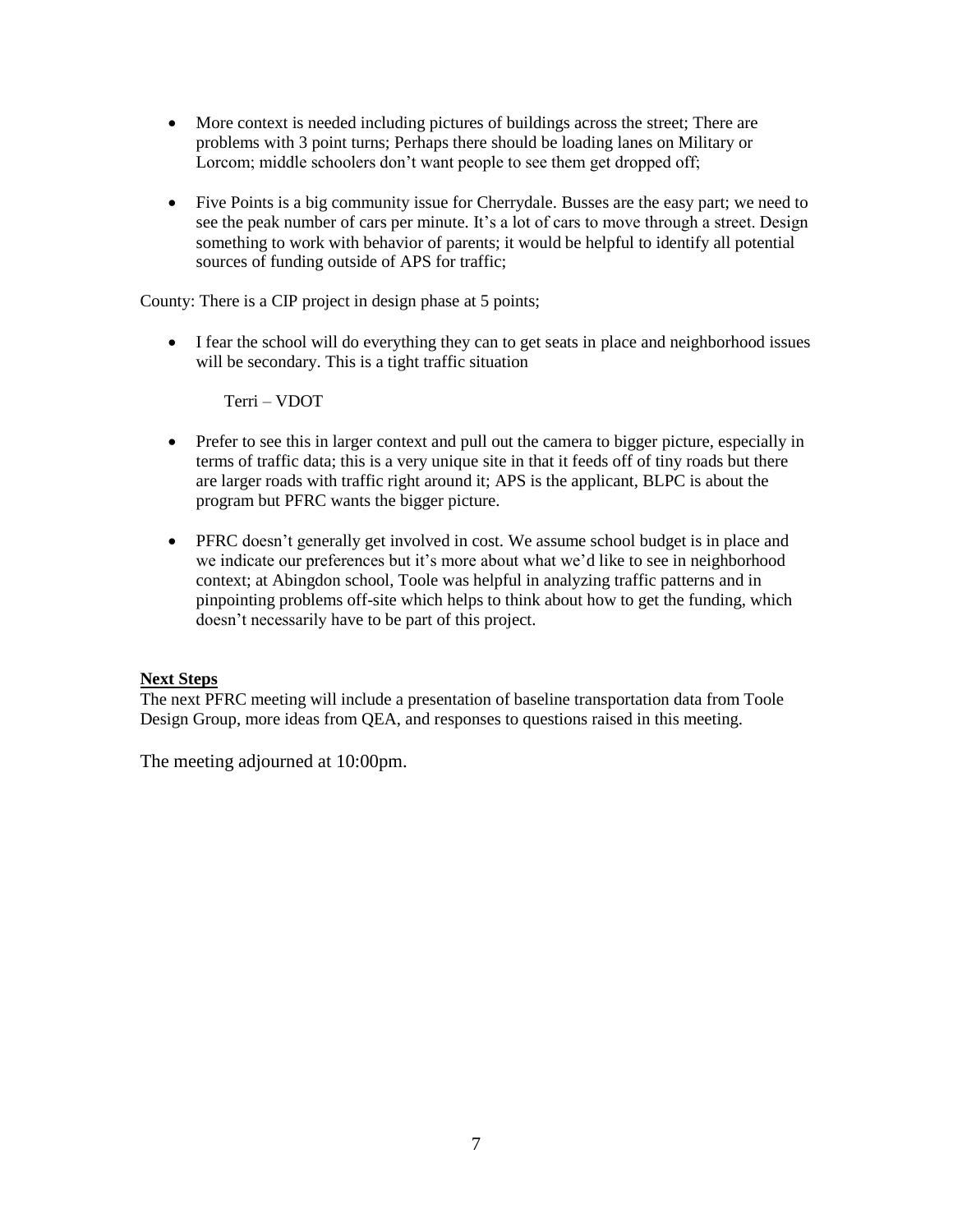- More context is needed including pictures of buildings across the street; There are problems with 3 point turns; Perhaps there should be loading lanes on Military or Lorcom; middle schoolers don't want people to see them get dropped off;

- Five Points is a big community issue for Cherrydale. Busses are the easy part; we need to see the peak number of cars per minute. It's a lot of cars to move through a street. Design something to work with behavior of parents; it would be helpful to identify all potential sources of funding outside of APS for traffic;

County: There is a CIP project in design phase at 5 points;

- I fear the school will do everything they can to get seats in place and neighborhood issues will be secondary. This is a tight traffic situation

  Terri – VDOT

- Prefer to see this in larger context and pull out the camera to bigger picture, especially in terms of traffic data; this is a very unique site in that it feeds off of tiny roads but there are larger roads with traffic right around it; APS is the applicant, BLPC is about the program but PFRC wants the bigger picture.

- PFRC doesn't generally get involved in cost. We assume school budget is in place and we indicate our preferences but it's more about what we'd like to see in neighborhood context; at Abingdon school, Toole was helpful in analyzing traffic patterns and in pinpointing problems off-site which helps to think about how to get the funding, which doesn't necessarily have to be part of this project.

**Next Steps**

The next PFRC meeting will include a presentation of baseline transportation data from Toole Design Group, more ideas from QEA, and responses to questions raised in this meeting.

The meeting adjourned at 10:00pm.